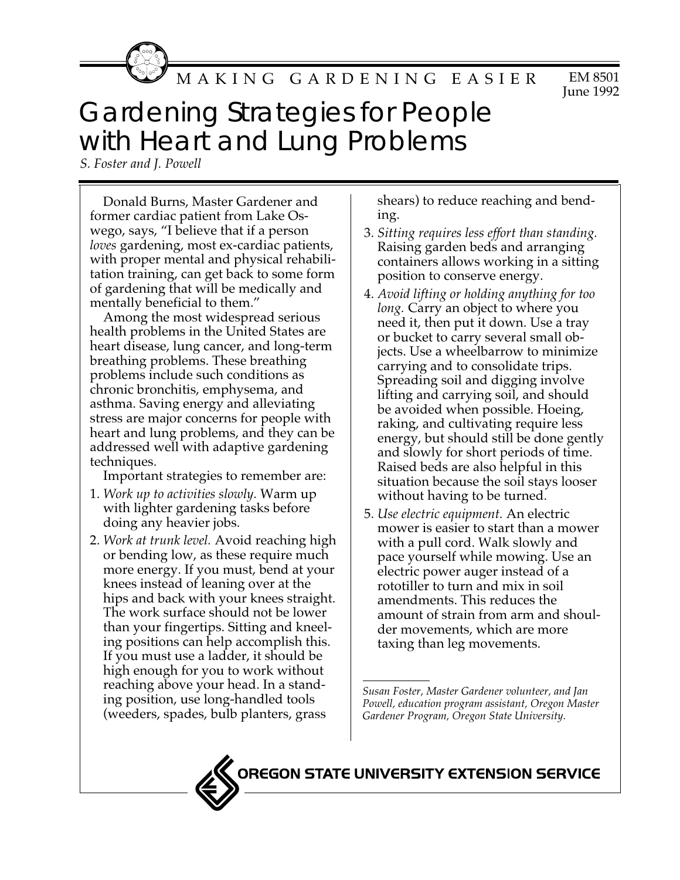MAKING GARDENING EASIER

EM 8501
June 1992

# Gardening Strategies for People with Heart and Lung Problems

*S. Foster and J. Powell*

Donald Burns, Master Gardener and former cardiac patient from Lake Oswego, says, "I believe that if a person *loves* gardening, most ex-cardiac patients, with proper mental and physical rehabilitation training, can get back to some form of gardening that will be medically and mentally beneficial to them."

Among the most widespread serious health problems in the United States are heart disease, lung cancer, and long-term breathing problems. These breathing problems include such conditions as chronic bronchitis, emphysema, and asthma. Saving energy and alleviating stress are major concerns for people with heart and lung problems, and they can be addressed well with adaptive gardening techniques.

Important strategies to remember are:

1. *Work up to activities slowly.* Warm up with lighter gardening tasks before doing any heavier jobs.
2. *Work at trunk level.* Avoid reaching high or bending low, as these require much more energy. If you must, bend at your knees instead of leaning over at the hips and back with your knees straight. The work surface should not be lower than your fingertips. Sitting and kneeling positions can help accomplish this. If you must use a ladder, it should be high enough for you to work without reaching above your head. In a standing position, use long-handled tools (weeders, spades, bulb planters, grass shears) to reduce reaching and bending.
3. *Sitting requires less effort than standing.* Raising garden beds and arranging containers allows working in a sitting position to conserve energy.
4. *Avoid lifting or holding anything for too long.* Carry an object to where you need it, then put it down. Use a tray or bucket to carry several small objects. Use a wheelbarrow to minimize carrying and to consolidate trips. Spreading soil and digging involve lifting and carrying soil, and should be avoided when possible. Hoeing, raking, and cultivating require less energy, but should still be done gently and slowly for short periods of time. Raised beds are also helpful in this situation because the soil stays looser without having to be turned.
5. *Use electric equipment.* An electric mower is easier to start than a mower with a pull cord. Walk slowly and pace yourself while mowing. Use an electric power auger instead of a rototiller to turn and mix in soil amendments. This reduces the amount of strain from arm and shoulder movements, which are more taxing than leg movements.

---

*Susan Foster, Master Gardener volunteer, and Jan Powell, education program assistant, Oregon Master Gardener Program, Oregon State University.*

OREGON STATE UNIVERSITY EXTENSION SERVICE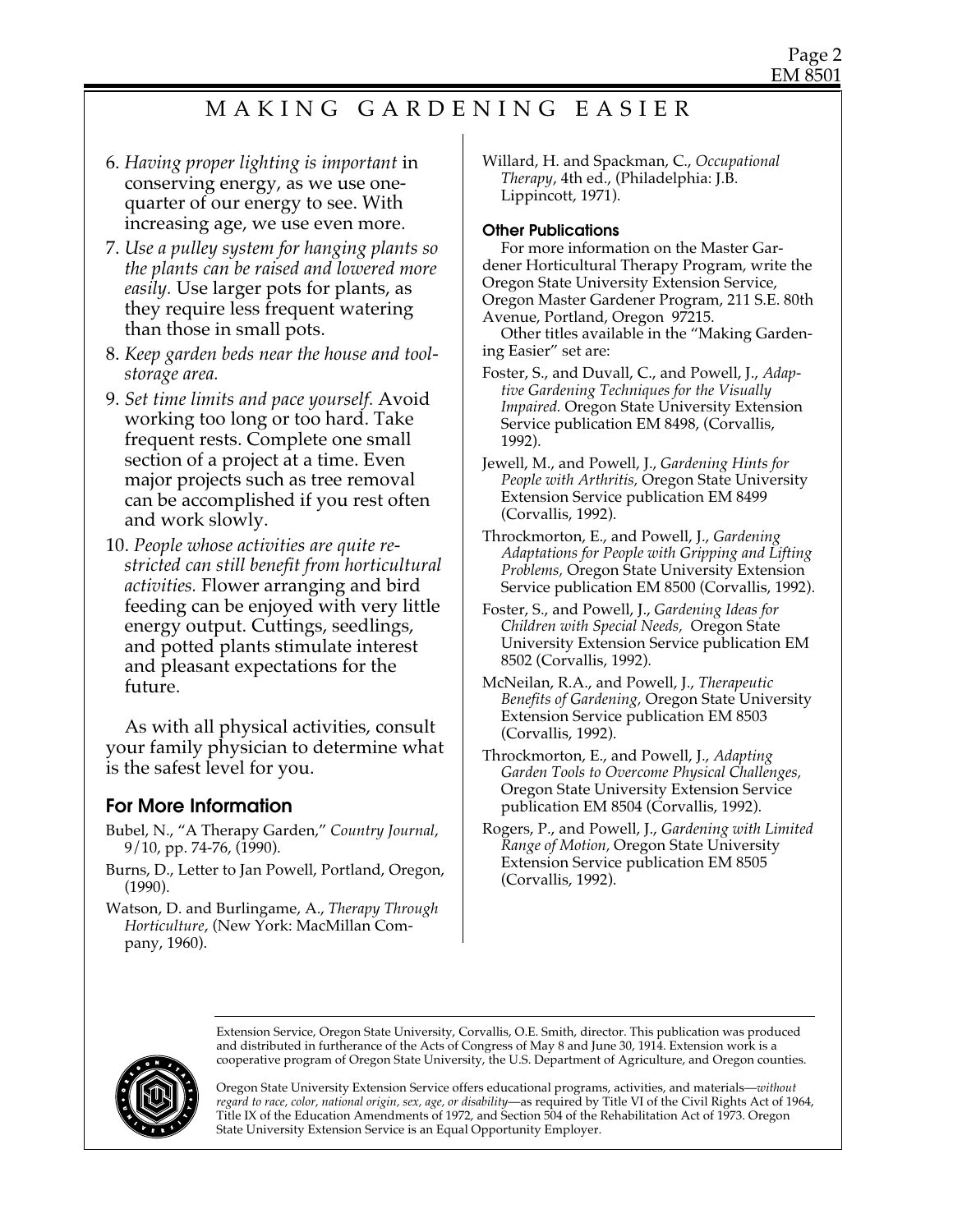## MAKING GARDENING EASIER

6. *Having proper lighting is important* in conserving energy, as we use one-quarter of our energy to see. With increasing age, we use even more.
7. *Use a pulley system for hanging plants so the plants can be raised and lowered more easily.* Use larger pots for plants, as they require less frequent watering than those in small pots.
8. *Keep garden beds near the house and tool-storage area.*
9. *Set time limits and pace yourself.* Avoid working too long or too hard. Take frequent rests. Complete one small section of a project at a time. Even major projects such as tree removal can be accomplished if you rest often and work slowly.
10. *People whose activities are quite restricted can still benefit from horticultural activities.* Flower arranging and bird feeding can be enjoyed with very little energy output. Cuttings, seedlings, and potted plants stimulate interest and pleasant expectations for the future.

As with all physical activities, consult your family physician to determine what is the safest level for you.

### For More Information

Bubel, N., "A Therapy Garden," *Country Journal*, 9/10, pp. 74-76, (1990).

Burns, D., Letter to Jan Powell, Portland, Oregon, (1990).

Watson, D. and Burlingame, A., *Therapy Through Horticulture*, (New York: MacMillan Company, 1960).

Willard, H. and Spackman, C., *Occupational Therapy*, 4th ed., (Philadelphia: J.B. Lippincott, 1971).

#### Other Publications

For more information on the Master Gardener Horticultural Therapy Program, write the Oregon State University Extension Service, Oregon Master Gardener Program, 211 S.E. 80th Avenue, Portland, Oregon 97215.

Other titles available in the "Making Gardening Easier" set are:

Foster, S., and Duvall, C., and Powell, J., *Adaptive Gardening Techniques for the Visually Impaired.* Oregon State University Extension Service publication EM 8498, (Corvallis, 1992).

Jewell, M., and Powell, J., *Gardening Hints for People with Arthritis,* Oregon State University Extension Service publication EM 8499 (Corvallis, 1992).

Throckmorton, E., and Powell, J., *Gardening Adaptations for People with Gripping and Lifting Problems,* Oregon State University Extension Service publication EM 8500 (Corvallis, 1992).

Foster, S., and Powell, J., *Gardening Ideas for Children with Special Needs,* Oregon State University Extension Service publication EM 8502 (Corvallis, 1992).

McNeilan, R.A., and Powell, J., *Therapeutic Benefits of Gardening,* Oregon State University Extension Service publication EM 8503 (Corvallis, 1992).

Throckmorton, E., and Powell, J., *Adapting Garden Tools to Overcome Physical Challenges,* Oregon State University Extension Service publication EM 8504 (Corvallis, 1992).

Rogers, P., and Powell, J., *Gardening with Limited Range of Motion,* Oregon State University Extension Service publication EM 8505 (Corvallis, 1992).

---

Extension Service, Oregon State University, Corvallis, O.E. Smith, director. This publication was produced and distributed in furtherance of the Acts of Congress of May 8 and June 30, 1914. Extension work is a cooperative program of Oregon State University, the U.S. Department of Agriculture, and Oregon counties.

Oregon State University Extension Service offers educational programs, activities, and materials—*without regard to race, color, national origin, sex, age, or disability*—as required by Title VI of the Civil Rights Act of 1964, Title IX of the Education Amendments of 1972, and Section 504 of the Rehabilitation Act of 1973. Oregon State University Extension Service is an Equal Opportunity Employer.